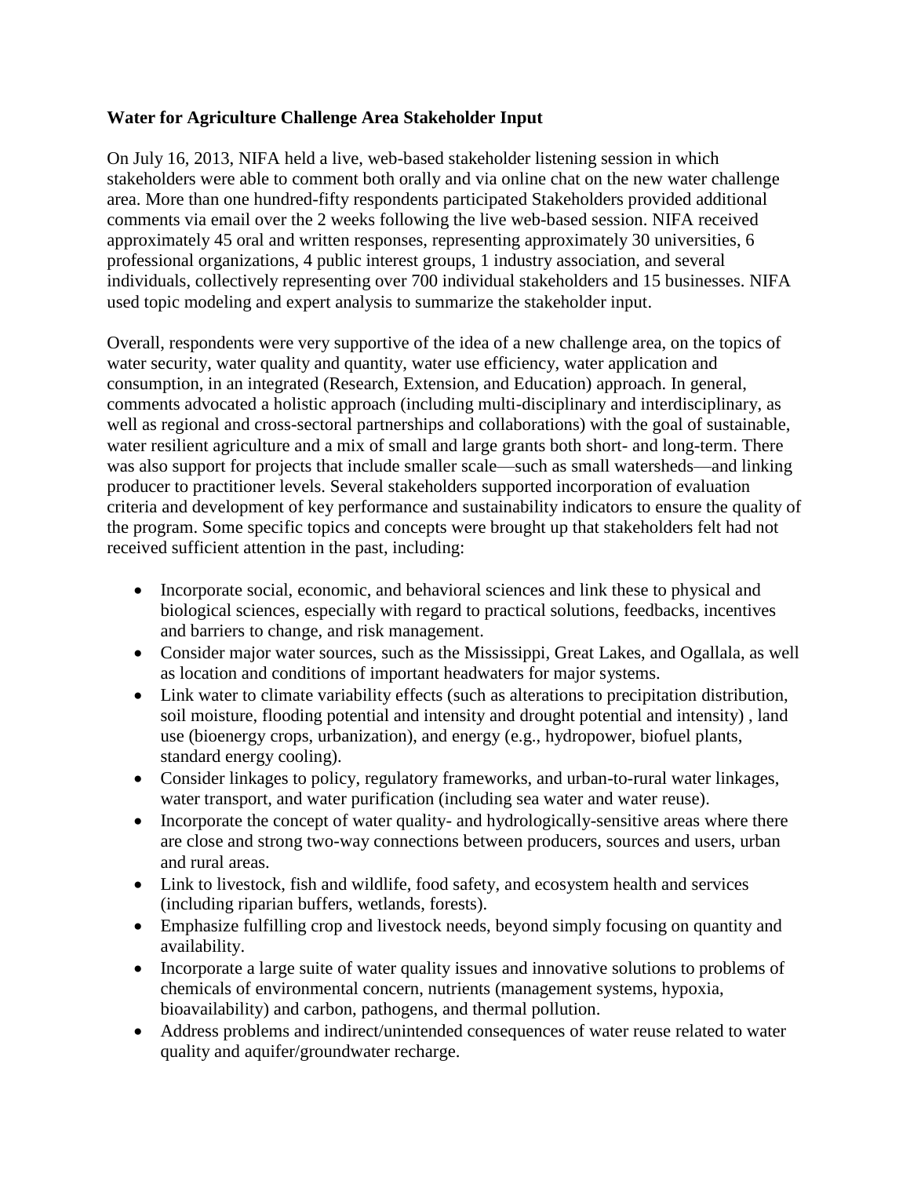**Water for Agriculture Challenge Area Stakeholder Input**

On July 16, 2013, NIFA held a live, web-based stakeholder listening session in which stakeholders were able to comment both orally and via online chat on the new water challenge area. More than one hundred-fifty respondents participated Stakeholders provided additional comments via email over the 2 weeks following the live web-based session. NIFA received approximately 45 oral and written responses, representing approximately 30 universities, 6 professional organizations, 4 public interest groups, 1 industry association, and several individuals, collectively representing over 700 individual stakeholders and 15 businesses. NIFA used topic modeling and expert analysis to summarize the stakeholder input.

Overall, respondents were very supportive of the idea of a new challenge area, on the topics of water security, water quality and quantity, water use efficiency, water application and consumption, in an integrated (Research, Extension, and Education) approach. In general, comments advocated a holistic approach (including multi-disciplinary and interdisciplinary, as well as regional and cross-sectoral partnerships and collaborations) with the goal of sustainable, water resilient agriculture and a mix of small and large grants both short- and long-term. There was also support for projects that include smaller scale—such as small watersheds—and linking producer to practitioner levels. Several stakeholders supported incorporation of evaluation criteria and development of key performance and sustainability indicators to ensure the quality of the program. Some specific topics and concepts were brought up that stakeholders felt had not received sufficient attention in the past, including:

- Incorporate social, economic, and behavioral sciences and link these to physical and biological sciences, especially with regard to practical solutions, feedbacks, incentives and barriers to change, and risk management.
- Consider major water sources, such as the Mississippi, Great Lakes, and Ogallala, as well as location and conditions of important headwaters for major systems.
- Link water to climate variability effects (such as alterations to precipitation distribution, soil moisture, flooding potential and intensity and drought potential and intensity) , land use (bioenergy crops, urbanization), and energy (e.g., hydropower, biofuel plants, standard energy cooling).
- Consider linkages to policy, regulatory frameworks, and urban-to-rural water linkages, water transport, and water purification (including sea water and water reuse).
- Incorporate the concept of water quality- and hydrologically-sensitive areas where there are close and strong two-way connections between producers, sources and users, urban and rural areas.
- Link to livestock, fish and wildlife, food safety, and ecosystem health and services (including riparian buffers, wetlands, forests).
- Emphasize fulfilling crop and livestock needs, beyond simply focusing on quantity and availability.
- Incorporate a large suite of water quality issues and innovative solutions to problems of chemicals of environmental concern, nutrients (management systems, hypoxia, bioavailability) and carbon, pathogens, and thermal pollution.
- Address problems and indirect/unintended consequences of water reuse related to water quality and aquifer/groundwater recharge.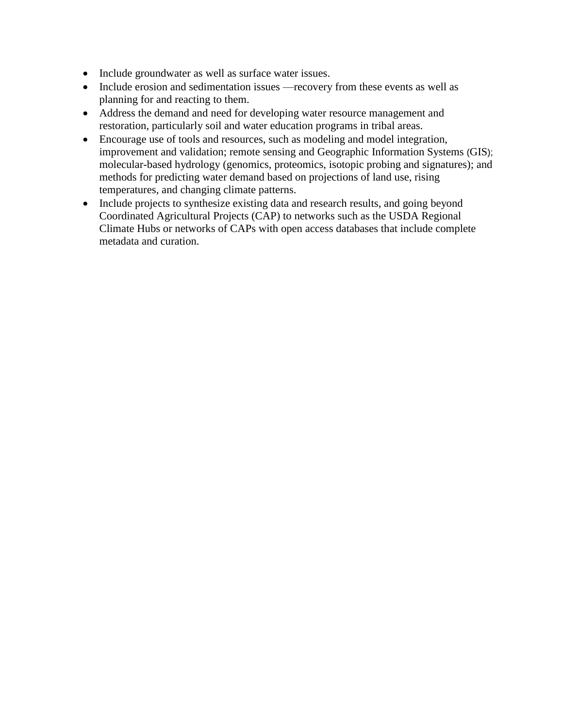- Include groundwater as well as surface water issues.
- Include erosion and sedimentation issues —recovery from these events as well as planning for and reacting to them.
- Address the demand and need for developing water resource management and restoration, particularly soil and water education programs in tribal areas.
- Encourage use of tools and resources, such as modeling and model integration, improvement and validation; remote sensing and Geographic Information Systems (GIS); molecular-based hydrology (genomics, proteomics, isotopic probing and signatures); and methods for predicting water demand based on projections of land use, rising temperatures, and changing climate patterns.
- Include projects to synthesize existing data and research results, and going beyond Coordinated Agricultural Projects (CAP) to networks such as the USDA Regional Climate Hubs or networks of CAPs with open access databases that include complete metadata and curation.